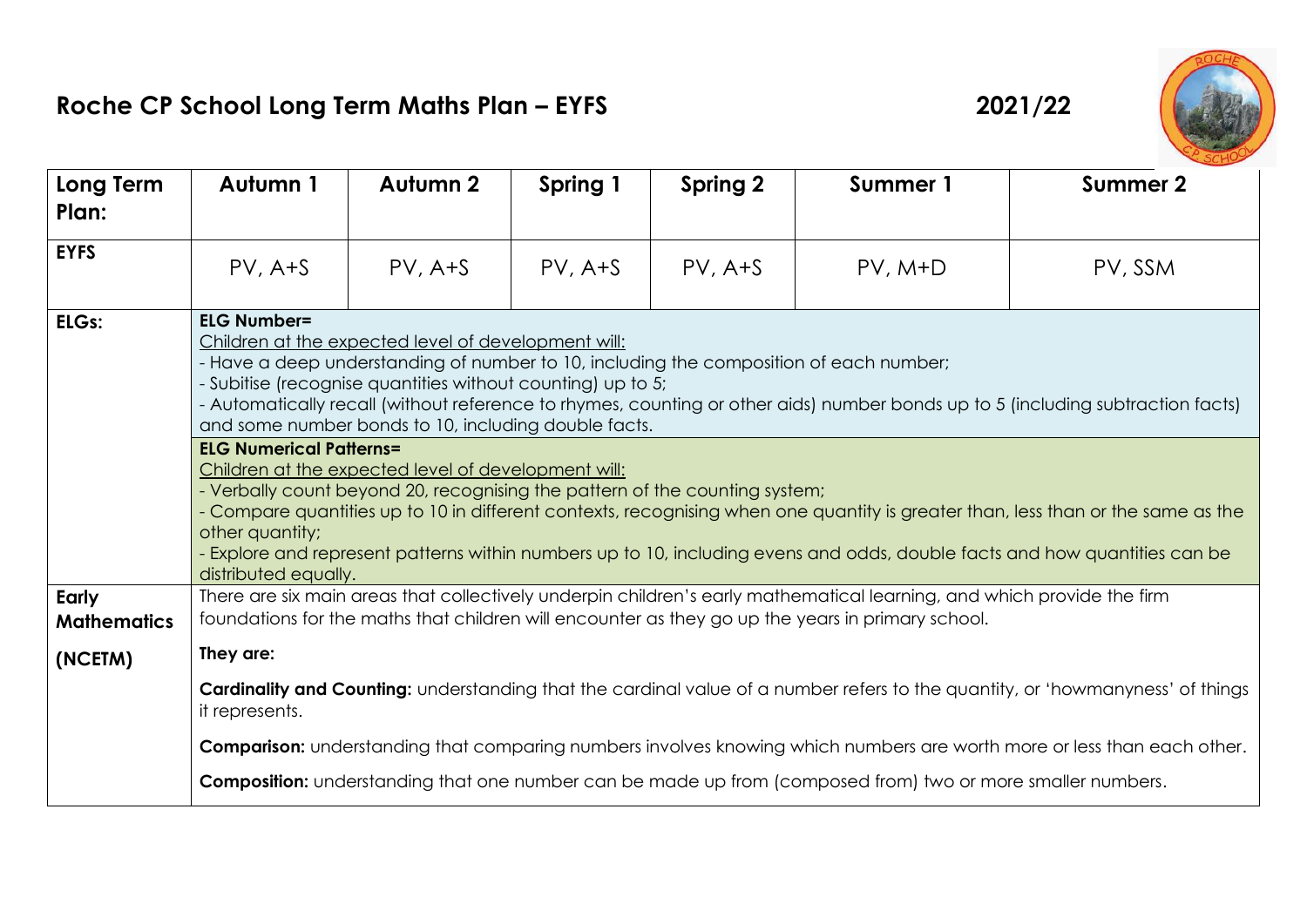# Roche CP School Long Term Maths Plan – EYFS 2021/22

| Long Term Plan: | Autumn 1 | Autumn 2 | Spring 1 | Spring 2 | Summer 1 | Summer 2 |
|---|---|---|---|---|---|---|
| **EYFS** | PV, A+S | PV, A+S | PV, A+S | PV, A+S | PV, M+D | PV, SSM |
| **ELGs:** | **ELG Number=**<br>Children at the expected level of development will:<br>- Have a deep understanding of number to 10, including the composition of each number;<br>- Subitise (recognise quantities without counting) up to 5;<br>- Automatically recall (without reference to rhymes, counting or other aids) number bonds up to 5 (including subtraction facts) and some number bonds to 10, including double facts.<br>**ELG Numerical Patterns=**<br>Children at the expected level of development will:<br>- Verbally count beyond 20, recognising the pattern of the counting system;<br>- Compare quantities up to 10 in different contexts, recognising when one quantity is greater than, less than or the same as the other quantity;<br>- Explore and represent patterns within numbers up to 10, including evens and odds, double facts and how quantities can be distributed equally. | | | | | |
| **Early Mathematics (NCETM)** | There are six main areas that collectively underpin children's early mathematical learning, and which provide the firm foundations for the maths that children will encounter as they go up the years in primary school.<br>**They are:**<br>**Cardinality and Counting:** understanding that the cardinal value of a number refers to the quantity, or 'howmanyness' of things it represents.<br>**Comparison:** understanding that comparing numbers involves knowing which numbers are worth more or less than each other.<br>**Composition:** understanding that one number can be made up from (composed from) two or more smaller numbers. | | | | | |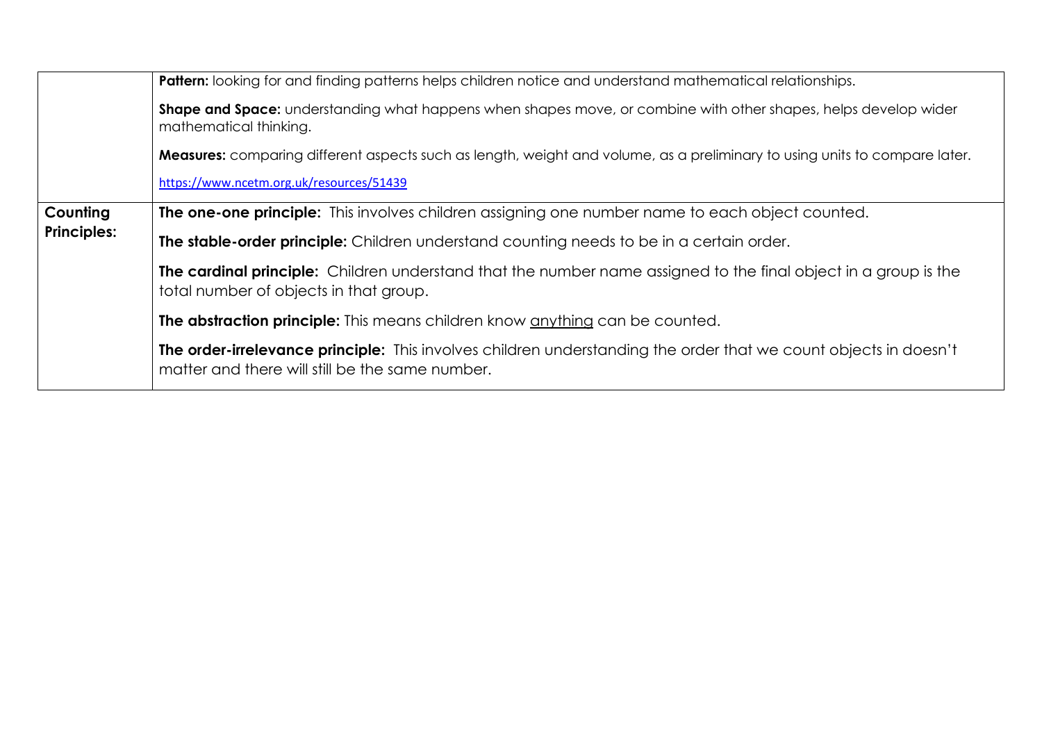| | |
|---|---|
| | **Pattern:** looking for and finding patterns helps children notice and understand mathematical relationships.<br><br>**Shape and Space:** understanding what happens when shapes move, or combine with other shapes, helps develop wider mathematical thinking.<br><br>**Measures:** comparing different aspects such as length, weight and volume, as a preliminary to using units to compare later.<br><br>https://www.ncetm.org.uk/resources/51439 |
| **Counting Principles:** | **The one-one principle:** This involves children assigning one number name to each object counted.<br><br>**The stable-order principle:** Children understand counting needs to be in a certain order.<br><br>**The cardinal principle:** Children understand that the number name assigned to the final object in a group is the total number of objects in that group.<br><br>**The abstraction principle:** This means children know <u>anything</u> can be counted.<br><br>**The order-irrelevance principle:** This involves children understanding the order that we count objects in doesn't matter and there will still be the same number. |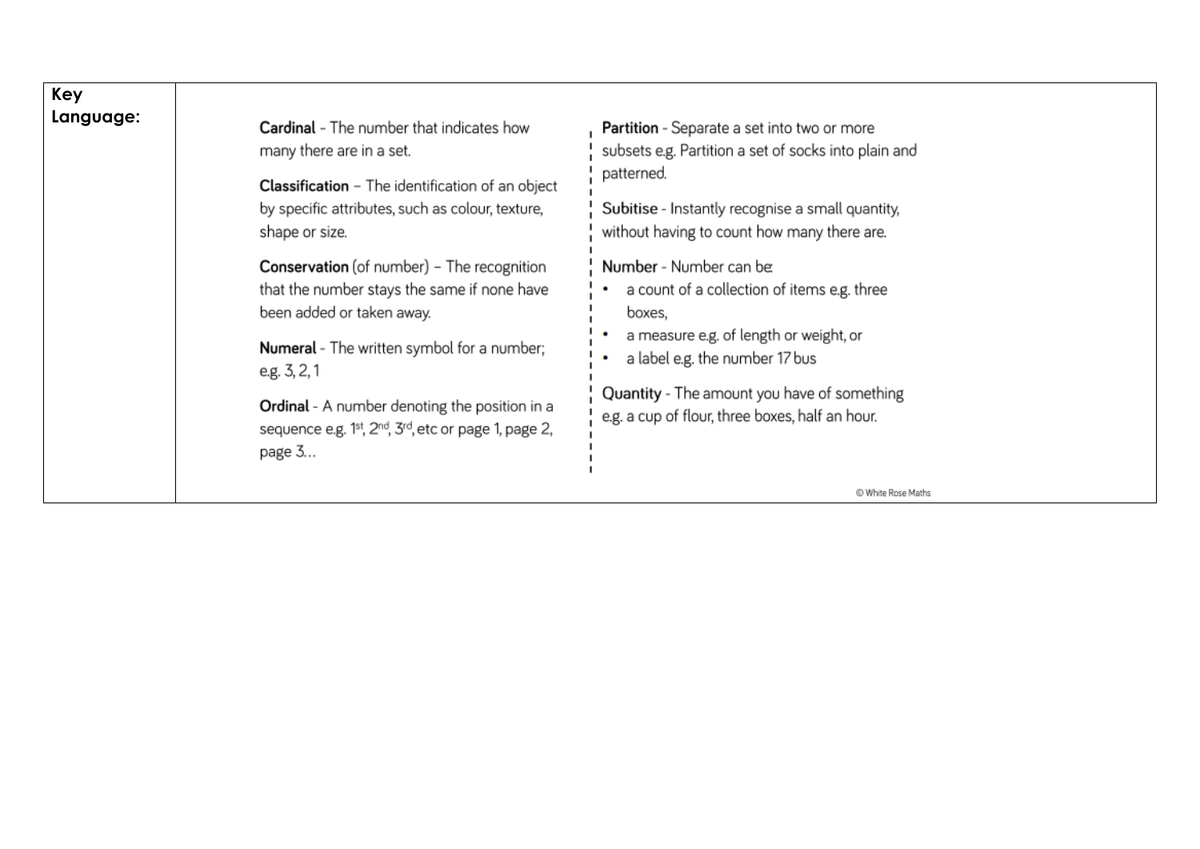| Key Language: | |
|---|---|
| | **Cardinal** - The number that indicates how many there are in a set.<br><br>**Classification** – The identification of an object by specific attributes, such as colour, texture, shape or size.<br><br>**Conservation** (of number) – The recognition that the number stays the same if none have been added or taken away.<br><br>**Numeral** - The written symbol for a number; e.g. 3, 2, 1<br><br>**Ordinal** - A number denoting the position in a sequence e.g. 1st, 2nd, 3rd, etc or page 1, page 2, page 3…<br><br>**Partition** - Separate a set into two or more subsets e.g. Partition a set of socks into plain and patterned.<br><br>**Subitise** - Instantly recognise a small quantity, without having to count how many there are.<br><br>**Number** - Number can be:<br>• a count of a collection of items e.g. three boxes,<br>• a measure e.g. of length or weight, or<br>• a label e.g. the number 17 bus<br><br>**Quantity** - The amount you have of something e.g. a cup of flour, three boxes, half an hour.<br><br>© White Rose Maths |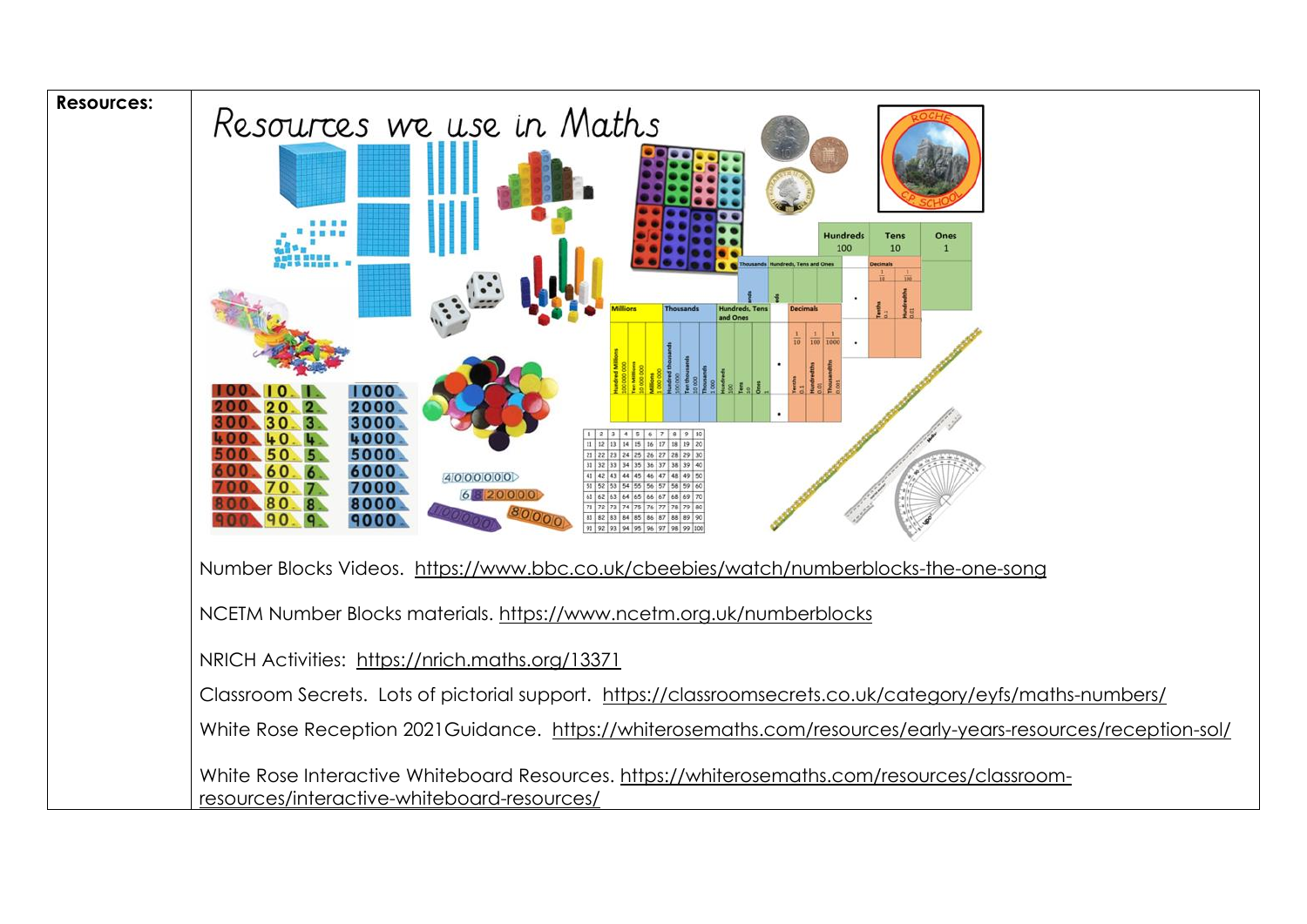| **Resources:** | Resources we use in Maths |
| --- | --- |
| | Number Blocks Videos. https://www.bbc.co.uk/cbeebies/watch/numberblocks-the-one-song |
| | NCETM Number Blocks materials. https://www.ncetm.org.uk/numberblocks |
| | NRICH Activities: https://nrich.maths.org/13371 |
| | Classroom Secrets. Lots of pictorial support. https://classroomsecrets.co.uk/category/eyfs/maths-numbers/ |
| | White Rose Reception 2021Guidance. https://whiterosemaths.com/resources/early-years-resources/reception-sol/ |
| | White Rose Interactive Whiteboard Resources. https://whiterosemaths.com/resources/classroom-resources/interactive-whiteboard-resources/ |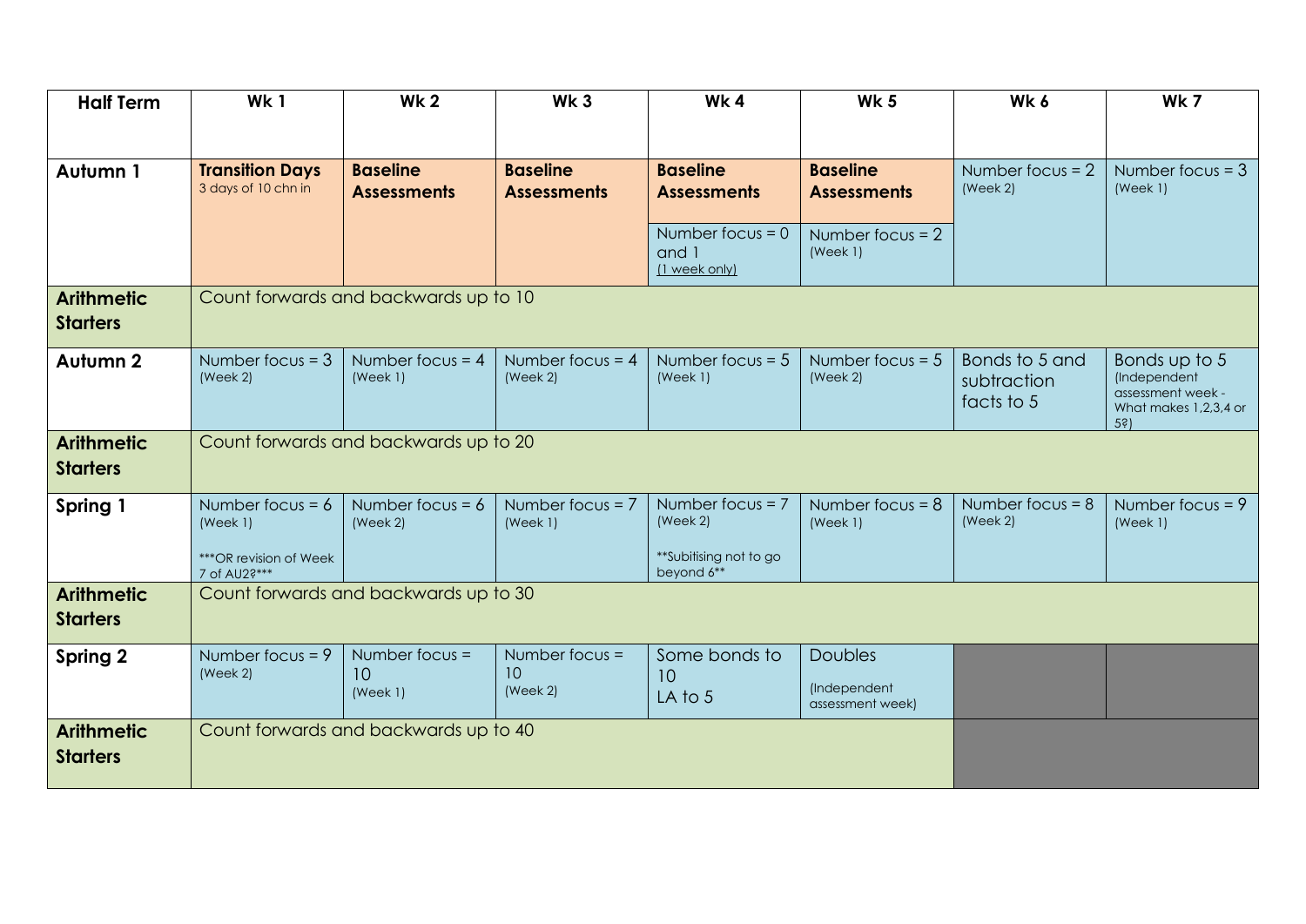| Half Term | Wk 1 | Wk 2 | Wk 3 | Wk 4 | Wk 5 | Wk 6 | Wk 7 |
|---|---|---|---|---|---|---|---|
| **Autumn 1** | **Transition Days** 3 days of 10 chn in | **Baseline Assessments** | **Baseline Assessments** | **Baseline Assessments** Number focus = 0 and 1 (1 week only) | **Baseline Assessments** Number focus = 2 (Week 1) | Number focus = 2 (Week 2) | Number focus = 3 (Week 1) |
| **Arithmetic Starters** | Count forwards and backwards up to 10 | | | | | | |
| **Autumn 2** | Number focus = 3 (Week 2) | Number focus = 4 (Week 1) | Number focus = 4 (Week 2) | Number focus = 5 (Week 1) | Number focus = 5 (Week 2) | Bonds to 5 and subtraction facts to 5 | Bonds up to 5 (Independent assessment week - What makes 1,2,3,4 or 5?) |
| **Arithmetic Starters** | Count forwards and backwards up to 20 | | | | | | |
| **Spring 1** | Number focus = 6 (Week 1) ***OR revision of Week 7 of AU2?*** | Number focus = 6 (Week 2) | Number focus = 7 (Week 1) | Number focus = 7 (Week 2) **Subitising not to go beyond 6** | Number focus = 8 (Week 1) | Number focus = 8 (Week 2) | Number focus = 9 (Week 1) |
| **Arithmetic Starters** | Count forwards and backwards up to 30 | | | | | | |
| **Spring 2** | Number focus = 9 (Week 2) | Number focus = 10 (Week 1) | Number focus = 10 (Week 2) | Some bonds to 10 LA to 5 | Doubles (Independent assessment week) | | |
| **Arithmetic Starters** | Count forwards and backwards up to 40 | | | | | | |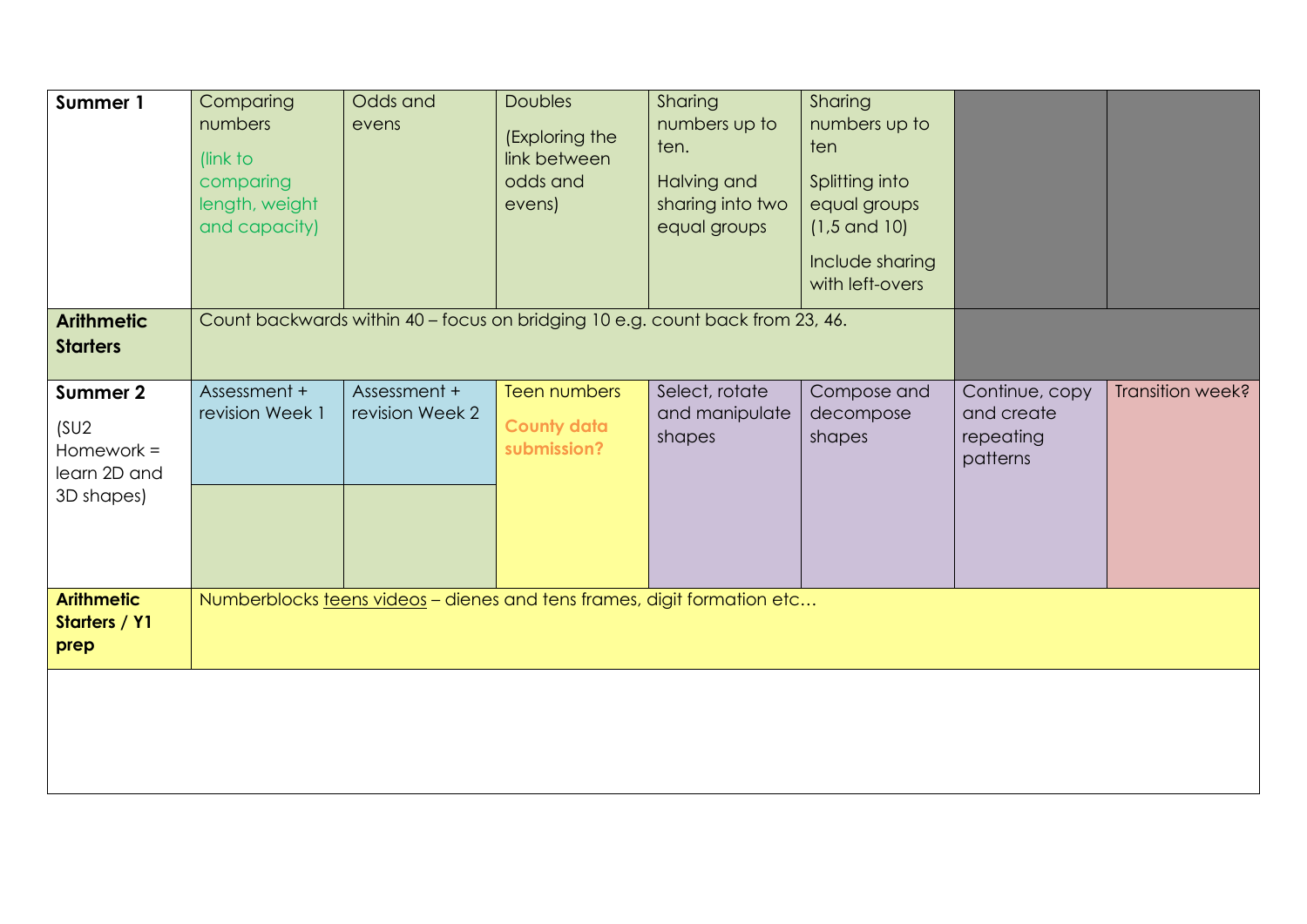| **Summer 1** | Comparing numbers (link to comparing length, weight and capacity) | Odds and evens | Doubles (Exploring the link between odds and evens) | Sharing numbers up to ten. Halving and sharing into two equal groups | Sharing numbers up to ten Splitting into equal groups (1,5 and 10) Include sharing with left-overs | | |
|---|---|---|---|---|---|---|---|
| **Arithmetic Starters** | Count backwards within 40 – focus on bridging 10 e.g. count back from 23, 46. | | | | | | |
| **Summer 2** (SU2 Homework = learn 2D and 3D shapes) | Assessment + revision Week 1 | Assessment + revision Week 2 | Teen numbers **County data submission?** | Select, rotate and manipulate shapes | Compose and decompose shapes | Continue, copy and create repeating patterns | Transition week? |
| **Arithmetic Starters / Y1 prep** | Numberblocks teens videos – dienes and tens frames, digit formation etc… | | | | | | |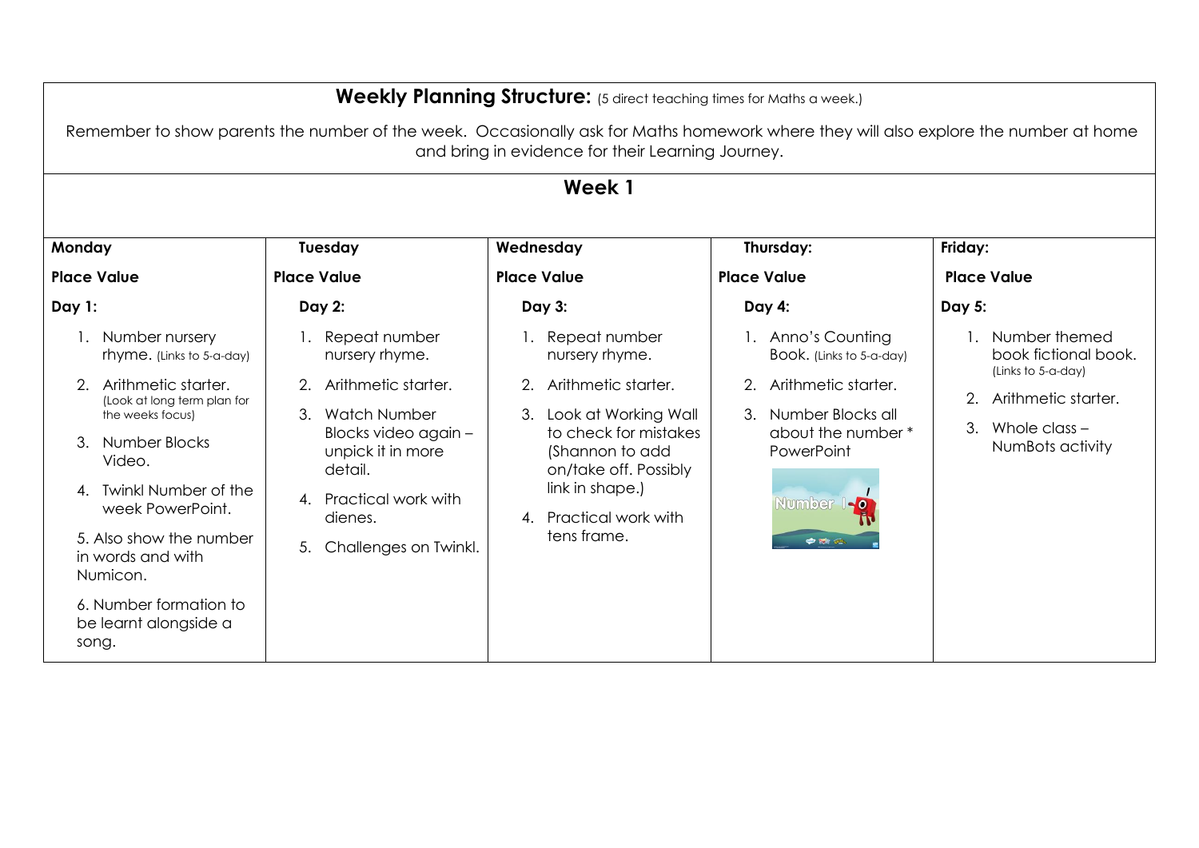**Weekly Planning Structure:** (5 direct teaching times for Maths a week.)

Remember to show parents the number of the week. Occasionally ask for Maths homework where they will also explore the number at home and bring in evidence for their Learning Journey.

## Week 1

| Monday | Tuesday | Wednesday | Thursday: | Friday: |
|---|---|---|---|---|
| **Place Value** | **Place Value** | **Place Value** | **Place Value** | **Place Value** |
| **Day 1:** | **Day 2:** | **Day 3:** | **Day 4:** | **Day 5:** |
| 1. Number nursery rhyme. (Links to 5-a-day)<br>2. Arithmetic starter. (Look at long term plan for the weeks focus)<br>3. Number Blocks Video.<br>4. Twinkl Number of the week PowerPoint.<br>5. Also show the number in words and with Numicon.<br>6. Number formation to be learnt alongside a song. | 1. Repeat number nursery rhyme.<br>2. Arithmetic starter.<br>3. Watch Number Blocks video again – unpick it in more detail.<br>4. Practical work with dienes.<br>5. Challenges on Twinkl. | 1. Repeat number nursery rhyme.<br>2. Arithmetic starter.<br>3. Look at Working Wall to check for mistakes (Shannon to add on/take off. Possibly link in shape.)<br>4. Practical work with tens frame. | 1. Anno's Counting Book. (Links to 5-a-day)<br>2. Arithmetic starter.<br>3. Number Blocks all about the number * PowerPoint | 1. Number themed book fictional book. (Links to 5-a-day)<br>2. Arithmetic starter.<br>3. Whole class – NumBots activity |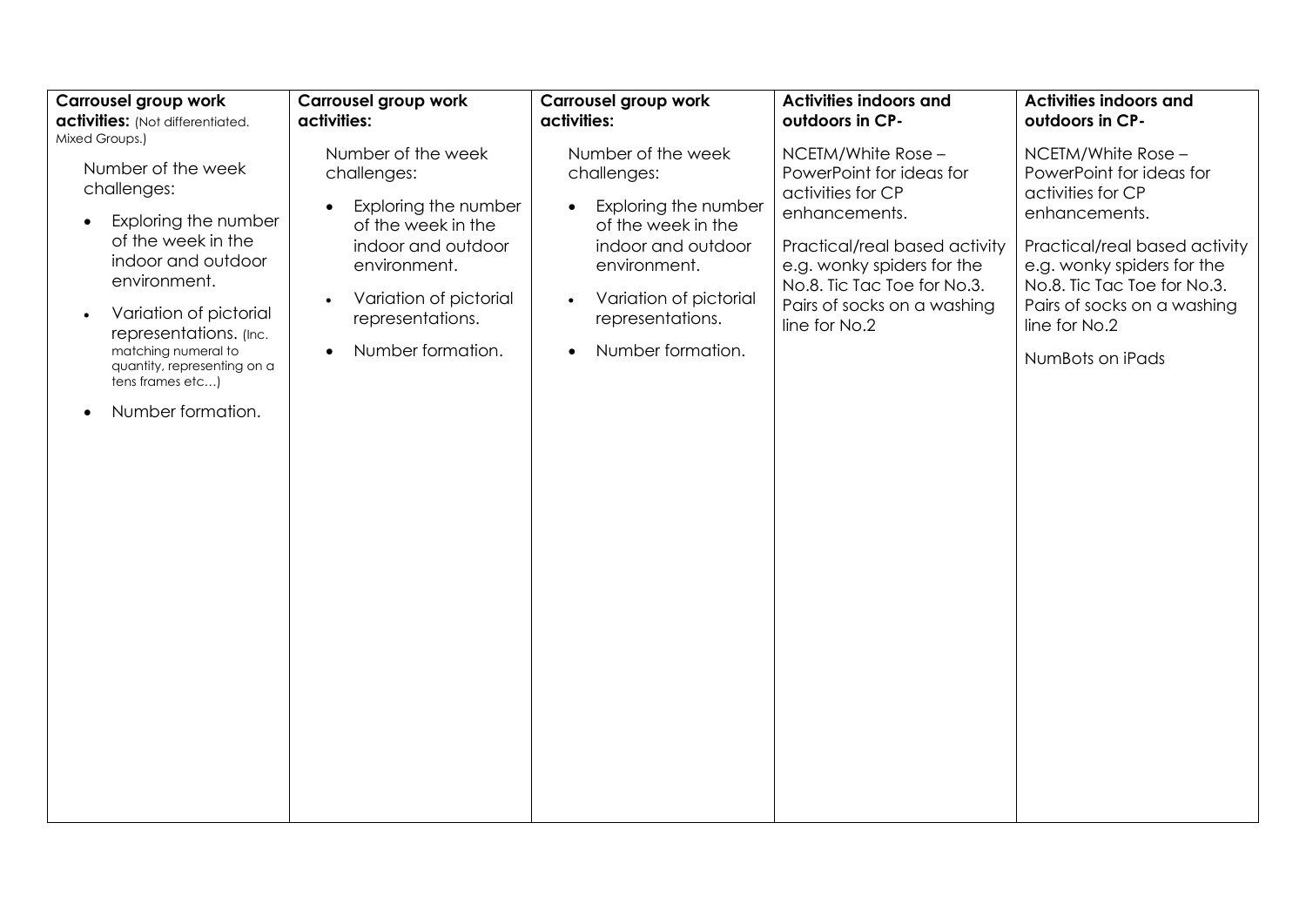| **Carrousel group work activities:** (Not differentiated. Mixed Groups.) | **Carrousel group work activities:** | **Carrousel group work activities:** | **Activities indoors and outdoors in CP-** | **Activities indoors and outdoors in CP-** |
|---|---|---|---|---|
| Number of the week challenges:<br>• Exploring the number of the week in the indoor and outdoor environment.<br>• Variation of pictorial representations. (Inc. matching numeral to quantity, representing on a tens frames etc…)<br>• Number formation. | Number of the week challenges:<br>• Exploring the number of the week in the indoor and outdoor environment.<br>• Variation of pictorial representations.<br>• Number formation. | Number of the week challenges:<br>• Exploring the number of the week in the indoor and outdoor environment.<br>• Variation of pictorial representations.<br>• Number formation. | NCETM/White Rose – PowerPoint for ideas for activities for CP enhancements.<br><br>Practical/real based activity e.g. wonky spiders for the No.8. Tic Tac Toe for No.3. Pairs of socks on a washing line for No.2 | NCETM/White Rose – PowerPoint for ideas for activities for CP enhancements.<br><br>Practical/real based activity e.g. wonky spiders for the No.8. Tic Tac Toe for No.3. Pairs of socks on a washing line for No.2<br><br>NumBots on iPads |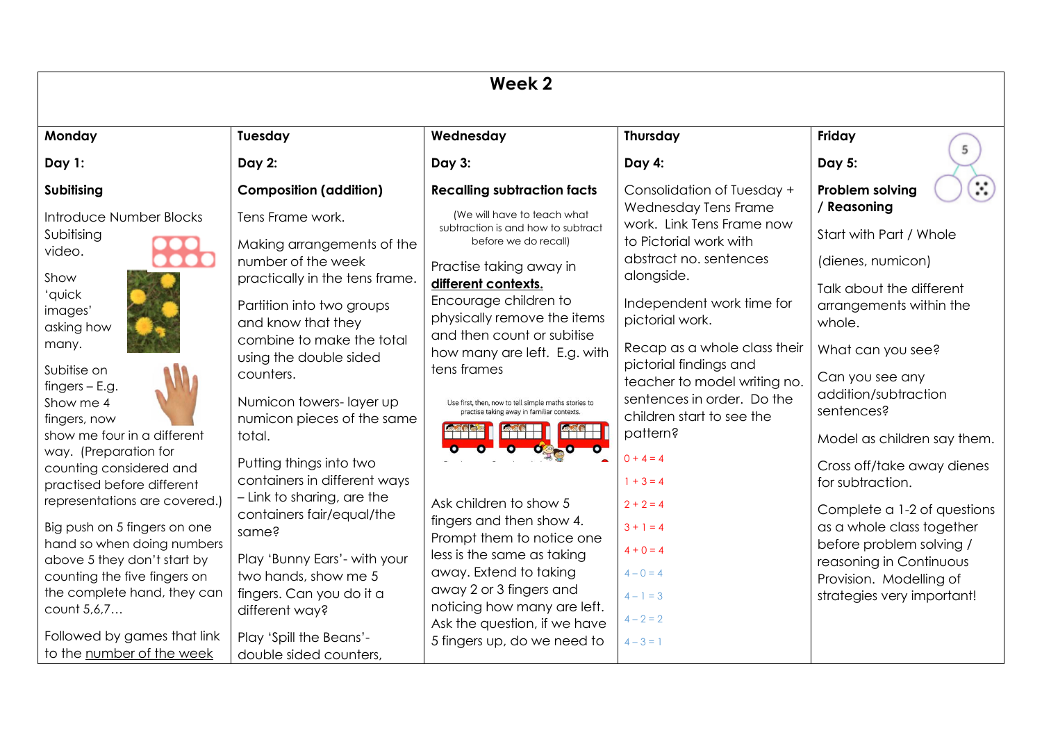# Week 2

| Monday | Tuesday | Wednesday | Thursday | Friday |
|---|---|---|---|---|
| **Day 1:** | **Day 2:** | **Day 3:** | **Day 4:** | **Day 5:** |
| **Subitising**<br><br>Introduce Number Blocks Subitising video.<br><br>Show 'quick images' asking how many.<br><br>Subitise on fingers – E.g. Show me 4 fingers, now show me four in a different way. (Preparation for counting considered and practised before different representations are covered.)<br><br>Big push on 5 fingers on one hand so when doing numbers above 5 they don't start by counting the five fingers on the complete hand, they can count 5,6,7…<br><br>Followed by games that link to the <u>number of the week</u> | **Composition (addition)**<br><br>Tens Frame work.<br><br>Making arrangements of the number of the week practically in the tens frame.<br><br>Partition into two groups and know that they combine to make the total using the double sided counters.<br><br>Numicon towers- layer up numicon pieces of the same total.<br><br>Putting things into two containers in different ways – Link to sharing, are the containers fair/equal/the same?<br><br>Play 'Bunny Ears'- with your two hands, show me 5 fingers. Can you do it a different way?<br><br>Play 'Spill the Beans'- double sided counters, | **Recalling subtraction facts**<br><br>(We will have to teach what subtraction is and how to subtract before we do recall)<br><br>Practise taking away in <u>**different contexts.**</u> Encourage children to physically remove the items and then count or subitise how many are left. E.g. with tens frames<br><br>Use first, then, now to tell simple maths stories to practise taking away in familiar contexts.<br><br>Ask children to show 5 fingers and then show 4. Prompt them to notice one less is the same as taking away. Extend to taking away 2 or 3 fingers and noticing how many are left. Ask the question, if we have 5 fingers up, do we need to | Consolidation of Tuesday + Wednesday Tens Frame work. Link Tens Frame now to Pictorial work with abstract no. sentences alongside.<br><br>Independent work time for pictorial work.<br><br>Recap as a whole class their pictorial findings and teacher to model writing no. sentences in order. Do the children start to see the pattern?<br><br>$0 + 4 = 4$<br>$1 + 3 = 4$<br>$2 + 2 = 4$<br>$3 + 1 = 4$<br>$4 + 0 = 4$<br>$4 - 0 = 4$<br>$4 - 1 = 3$<br>$4 - 2 = 2$<br>$4 - 3 = 1$ | **Problem solving / Reasoning**<br><br>Start with Part / Whole<br><br>(dienes, numicon)<br><br>Talk about the different arrangements within the whole.<br><br>What can you see?<br><br>Can you see any addition/subtraction sentences?<br><br>Model as children say them.<br><br>Cross off/take away dienes for subtraction.<br><br>Complete a 1-2 of questions as a whole class together before problem solving / reasoning in Continuous Provision. Modelling of strategies very important! |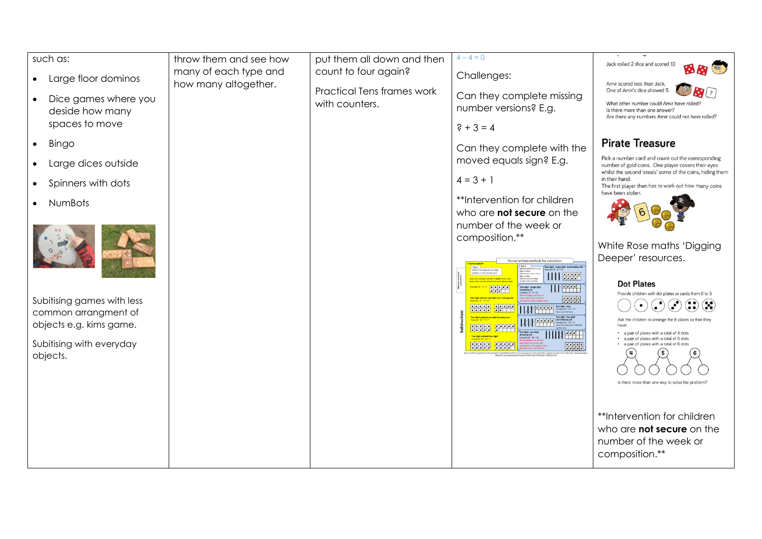| | | | | |
|---|---|---|---|---|
| such as:<br>• Large floor dominos<br>• Dice games where you deside how many spaces to move<br>• Bingo<br>• Large dices outside<br>• Spinners with dots<br>• NumBots<br><br>Subitising games with less common arrangment of objects e.g. kims game.<br><br>Subitising with everyday objects. | throw them and see how many of each type and how many altogether. | put them all down and then count to four again?<br><br>Practical Tens frames work with counters. | 4 – 4 = 0<br><br>Challenges:<br><br>Can they complete missing number versions? E.g.<br><br>? + 3 = 4<br><br>Can they complete with the moved equals sign? E.g.<br><br>4 = 3 + 1<br><br>**Intervention for children who are **not secure** on the number of the week or composition.** | Jack rolled 2 dice and scored 10<br><br>Amir scored less than Jack. One of Amir's dice showed 5.<br><br>What other number could Amir have rolled?<br>Is there more than one answer?<br>Are there any numbers Amir could not have rolled?<br><br>**Pirate Treasure**<br><br>Pick a number card and count out the corresponding number of gold coins. One player covers their eyes whilst the second 'steals' some of the coins, hiding them in their hand.<br>The first player then has to work out how many coins have been stolen.<br><br>White Rose maths 'Digging Deeper' resources.<br><br>**Dot Plates**<br><br>Provide children with dot plates or cards from 0 to 5<br><br>Ask the children to arrange the 6 plates so that they have:<br>• a pair of plates with a total of 4 dots<br>• a pair of plates with a total of 5 dots<br>• a pair of plates with a total of 6 dots<br><br>Is there more than one way to solve the problem?<br><br>**Intervention for children who are **not secure** on the number of the week or composition.** |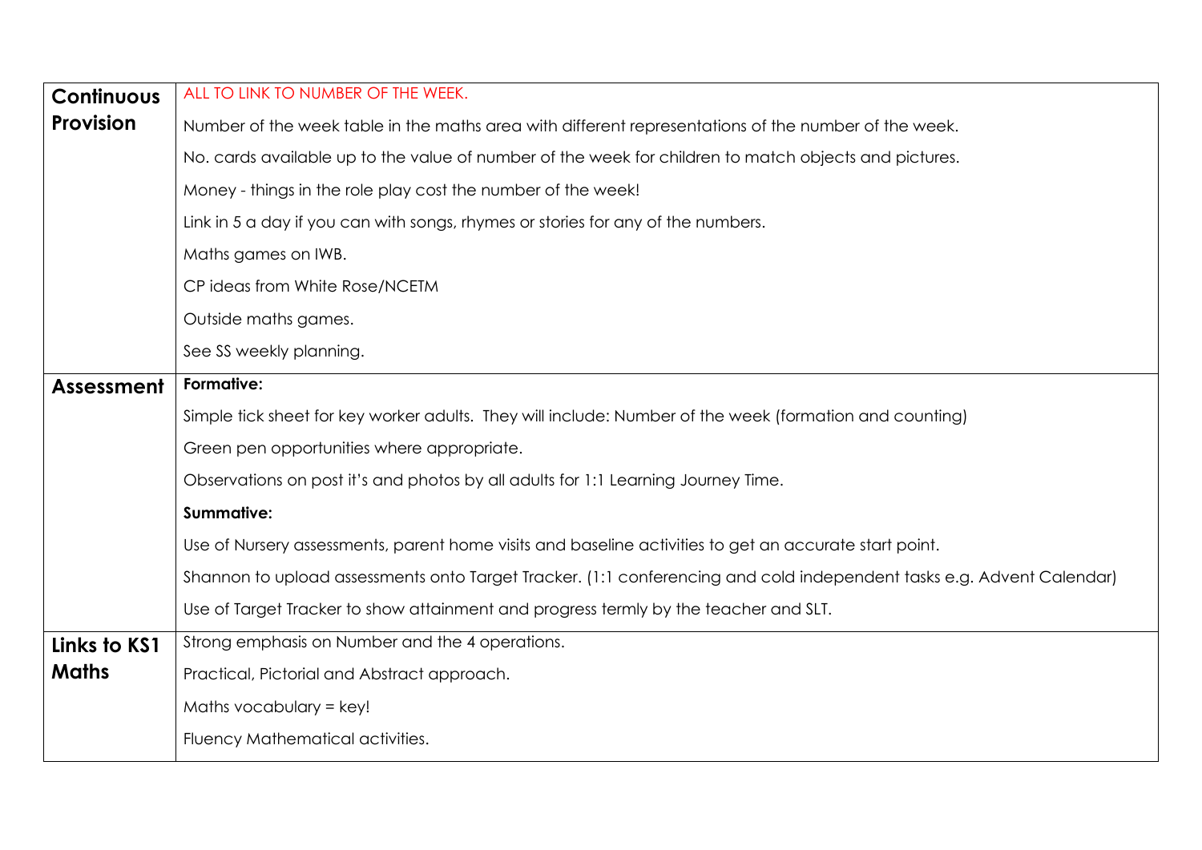| | |
|---|---|
| **Continuous Provision** | ALL TO LINK TO NUMBER OF THE WEEK.<br><br>Number of the week table in the maths area with different representations of the number of the week.<br><br>No. cards available up to the value of number of the week for children to match objects and pictures.<br><br>Money - things in the role play cost the number of the week!<br><br>Link in 5 a day if you can with songs, rhymes or stories for any of the numbers.<br><br>Maths games on IWB.<br><br>CP ideas from White Rose/NCETM<br><br>Outside maths games.<br><br>See SS weekly planning. |
| **Assessment** | **Formative:**<br><br>Simple tick sheet for key worker adults. They will include: Number of the week (formation and counting)<br><br>Green pen opportunities where appropriate.<br><br>Observations on post it's and photos by all adults for 1:1 Learning Journey Time.<br><br>**Summative:**<br><br>Use of Nursery assessments, parent home visits and baseline activities to get an accurate start point.<br><br>Shannon to upload assessments onto Target Tracker. (1:1 conferencing and cold independent tasks e.g. Advent Calendar)<br><br>Use of Target Tracker to show attainment and progress termly by the teacher and SLT. |
| **Links to KS1 Maths** | Strong emphasis on Number and the 4 operations.<br><br>Practical, Pictorial and Abstract approach.<br><br>Maths vocabulary = key!<br><br>Fluency Mathematical activities. |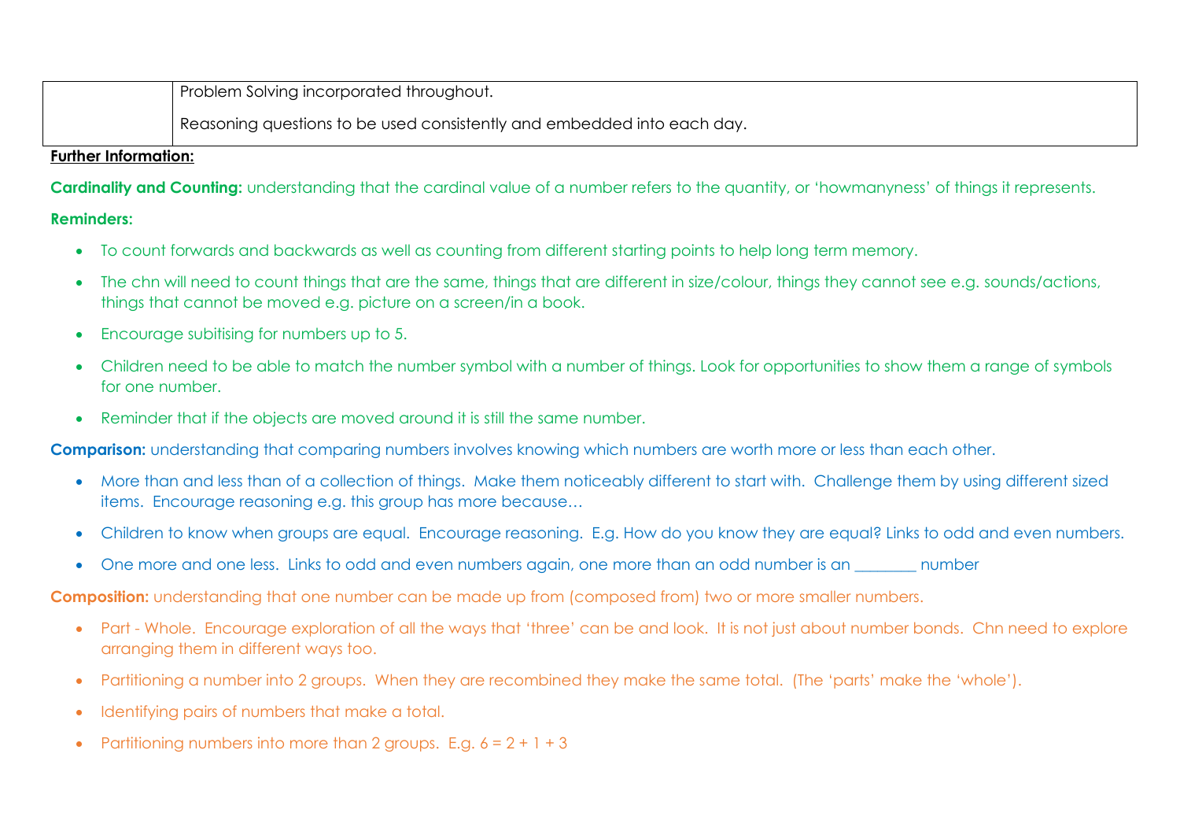| | |
|---|---|
| | Problem Solving incorporated throughout.<br><br>Reasoning questions to be used consistently and embedded into each day. |

**Further Information:**

**Cardinality and Counting:** understanding that the cardinal value of a number refers to the quantity, or 'howmanyness' of things it represents.

**Reminders:**

- To count forwards and backwards as well as counting from different starting points to help long term memory.
- The chn will need to count things that are the same, things that are different in size/colour, things they cannot see e.g. sounds/actions, things that cannot be moved e.g. picture on a screen/in a book.
- Encourage subitising for numbers up to 5.
- Children need to be able to match the number symbol with a number of things. Look for opportunities to show them a range of symbols for one number.
- Reminder that if the objects are moved around it is still the same number.

**Comparison:** understanding that comparing numbers involves knowing which numbers are worth more or less than each other.

- More than and less than of a collection of things. Make them noticeably different to start with. Challenge them by using different sized items. Encourage reasoning e.g. this group has more because…
- Children to know when groups are equal. Encourage reasoning. E.g. How do you know they are equal? Links to odd and even numbers.
- One more and one less. Links to odd and even numbers again, one more than an odd number is an ________ number

**Composition:** understanding that one number can be made up from (composed from) two or more smaller numbers.

- Part - Whole. Encourage exploration of all the ways that 'three' can be and look. It is not just about number bonds. Chn need to explore arranging them in different ways too.
- Partitioning a number into 2 groups. When they are recombined they make the same total. (The 'parts' make the 'whole').
- Identifying pairs of numbers that make a total.
- Partitioning numbers into more than 2 groups. E.g. $6 = 2 + 1 + 3$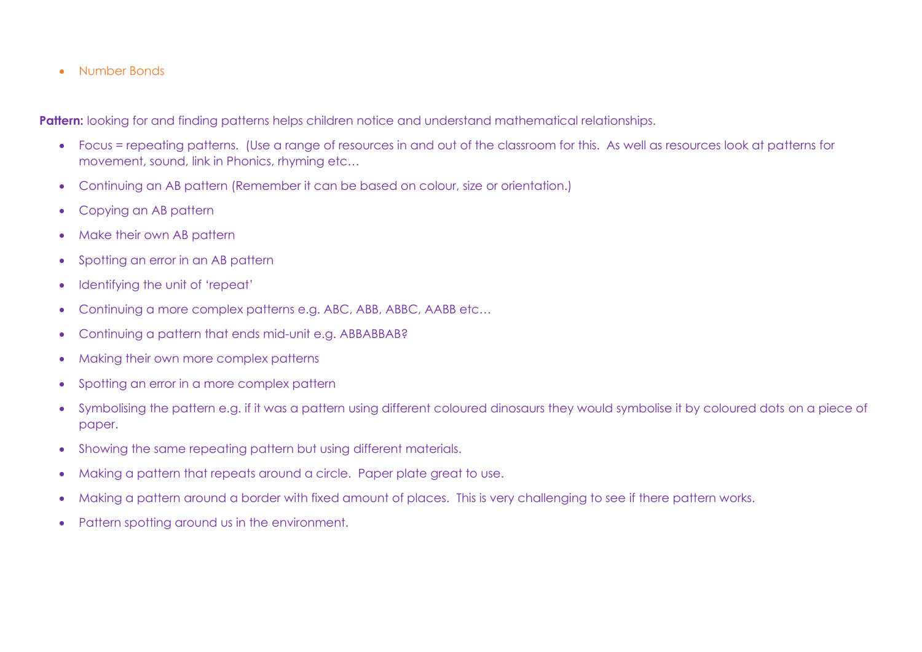- Number Bonds

**Pattern:** looking for and finding patterns helps children notice and understand mathematical relationships.

- Focus = repeating patterns. (Use a range of resources in and out of the classroom for this. As well as resources look at patterns for movement, sound, link in Phonics, rhyming etc…
- Continuing an AB pattern (Remember it can be based on colour, size or orientation.)
- Copying an AB pattern
- Make their own AB pattern
- Spotting an error in an AB pattern
- Identifying the unit of 'repeat'
- Continuing a more complex patterns e.g. ABC, ABB, ABBC, AABB etc…
- Continuing a pattern that ends mid-unit e.g. ABBABBAB?
- Making their own more complex patterns
- Spotting an error in a more complex pattern
- Symbolising the pattern e.g. if it was a pattern using different coloured dinosaurs they would symbolise it by coloured dots on a piece of paper.
- Showing the same repeating pattern but using different materials.
- Making a pattern that repeats around a circle. Paper plate great to use.
- Making a pattern around a border with fixed amount of places. This is very challenging to see if there pattern works.
- Pattern spotting around us in the environment.